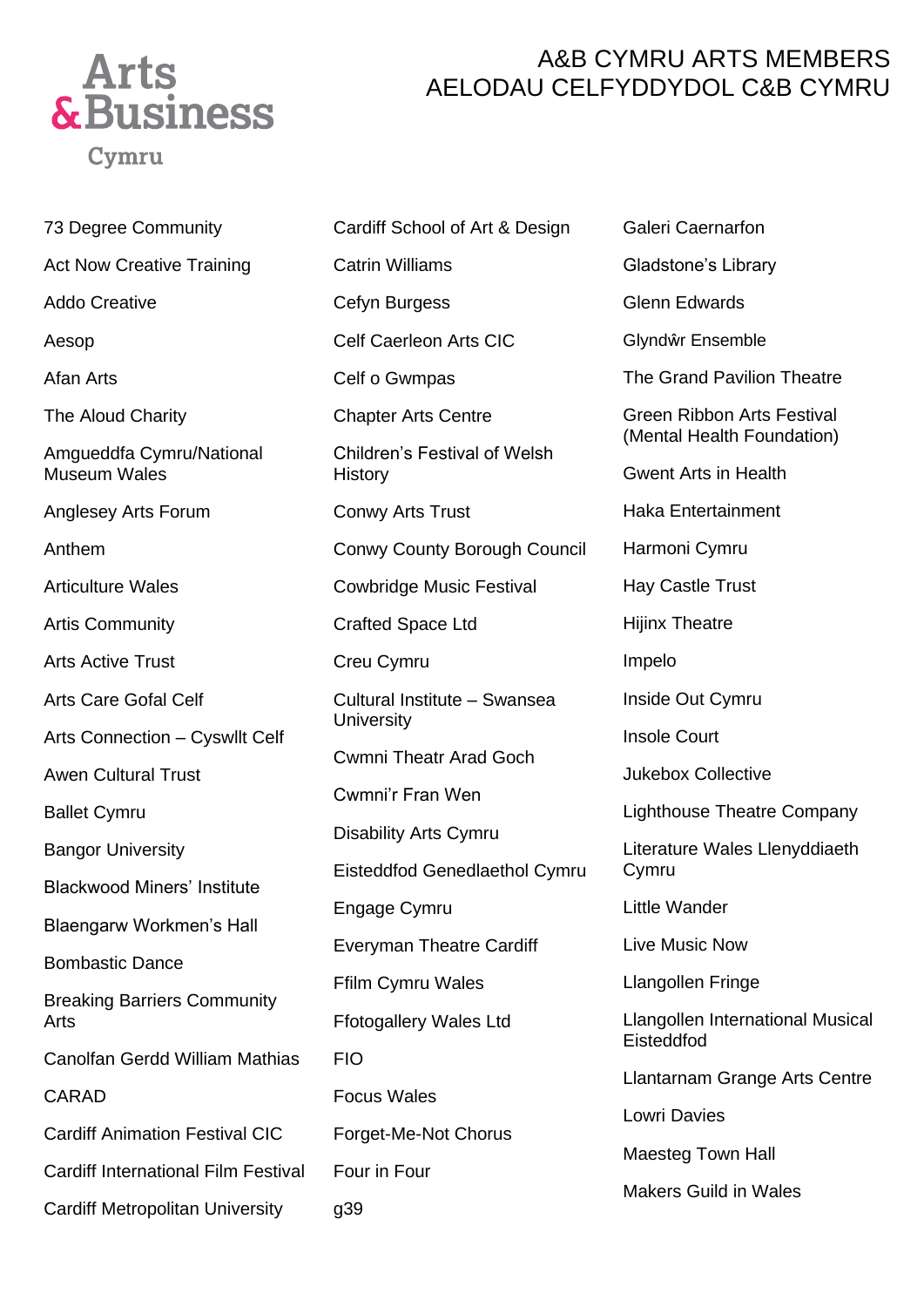# A&B CYMRU ARTS MEMBERS
# AELODAU CELFYDDYDOL C&B CYMRU

73 Degree Community

Act Now Creative Training

Addo Creative

Aesop

Afan Arts

The Aloud Charity

Amgueddfa Cymru/National Museum Wales

Anglesey Arts Forum

Anthem

Articulture Wales

Artis Community

Arts Active Trust

Arts Care Gofal Celf

Arts Connection – Cyswllt Celf

Awen Cultural Trust

Ballet Cymru

Bangor University

Blackwood Miners' Institute

Blaengarw Workmen's Hall

Bombastic Dance

Breaking Barriers Community Arts

Canolfan Gerdd William Mathias

CARAD

Cardiff Animation Festival CIC

Cardiff International Film Festival

Cardiff Metropolitan University

Cardiff School of Art & Design

Catrin Williams

Cefyn Burgess

Celf Caerleon Arts CIC

Celf o Gwmpas

Chapter Arts Centre

Children's Festival of Welsh History

Conwy Arts Trust

Conwy County Borough Council

Cowbridge Music Festival

Crafted Space Ltd

Creu Cymru

Cultural Institute – Swansea University

Cwmni Theatr Arad Goch

Cwmni'r Fran Wen

Disability Arts Cymru

Eisteddfod Genedlaethol Cymru

Engage Cymru

Everyman Theatre Cardiff

Ffilm Cymru Wales

Ffotogallery Wales Ltd

FIO

Focus Wales

Forget-Me-Not Chorus

Four in Four

g39

Galeri Caernarfon

Gladstone's Library

Glenn Edwards

Glyndŵr Ensemble

The Grand Pavilion Theatre

Green Ribbon Arts Festival (Mental Health Foundation)

Gwent Arts in Health

Haka Entertainment

Harmoni Cymru

Hay Castle Trust

Hijinx Theatre

Impelo

Inside Out Cymru

Insole Court

Jukebox Collective

Lighthouse Theatre Company

Literature Wales Llenyddiaeth Cymru

Little Wander

Live Music Now

Llangollen Fringe

Llangollen International Musical Eisteddfod

Llantarnam Grange Arts Centre

Lowri Davies

Maesteg Town Hall

Makers Guild in Wales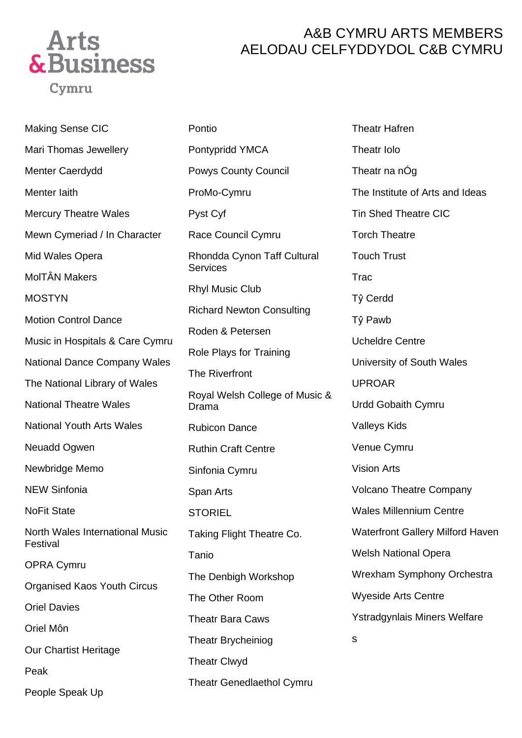# A&B CYMRU ARTS MEMBERS
# AELODAU CELFYDDYDOL C&B CYMRU

Making Sense CIC

Mari Thomas Jewellery

Menter Caerdydd

Menter Iaith

Mercury Theatre Wales

Mewn Cymeriad / In Character

Mid Wales Opera

MoITÂN Makers

MOSTYN

Motion Control Dance

Music in Hospitals & Care Cymru

National Dance Company Wales

The National Library of Wales

National Theatre Wales

National Youth Arts Wales

Neuadd Ogwen

Newbridge Memo

NEW Sinfonia

NoFit State

North Wales International Music Festival

OPRA Cymru

Organised Kaos Youth Circus

Oriel Davies

Oriel Môn

Our Chartist Heritage

Peak

People Speak Up

Pontio

Pontypridd YMCA

Powys County Council

ProMo-Cymru

Pyst Cyf

Race Council Cymru

Rhondda Cynon Taff Cultural Services

Rhyl Music Club

Richard Newton Consulting

Roden & Petersen

Role Plays for Training

The Riverfront

Royal Welsh College of Music & Drama

Rubicon Dance

Ruthin Craft Centre

Sinfonia Cymru

Span Arts

STORIEL

Taking Flight Theatre Co.

Tanio

The Denbigh Workshop

The Other Room

Theatr Bara Caws

Theatr Brycheiniog

Theatr Clwyd

Theatr Genedlaethol Cymru

Theatr Hafren

Theatr Iolo

Theatr na nÓg

The Institute of Arts and Ideas

Tin Shed Theatre CIC

Torch Theatre

Touch Trust

Trac

Tŷ Cerdd

Tŷ Pawb

Ucheldre Centre

University of South Wales

UPROAR

Urdd Gobaith Cymru

Valleys Kids

Venue Cymru

Vision Arts

Volcano Theatre Company

Wales Millennium Centre

Waterfront Gallery Milford Haven

Welsh National Opera

Wrexham Symphony Orchestra

Wyeside Arts Centre

Ystradgynlais Miners Welfare

s